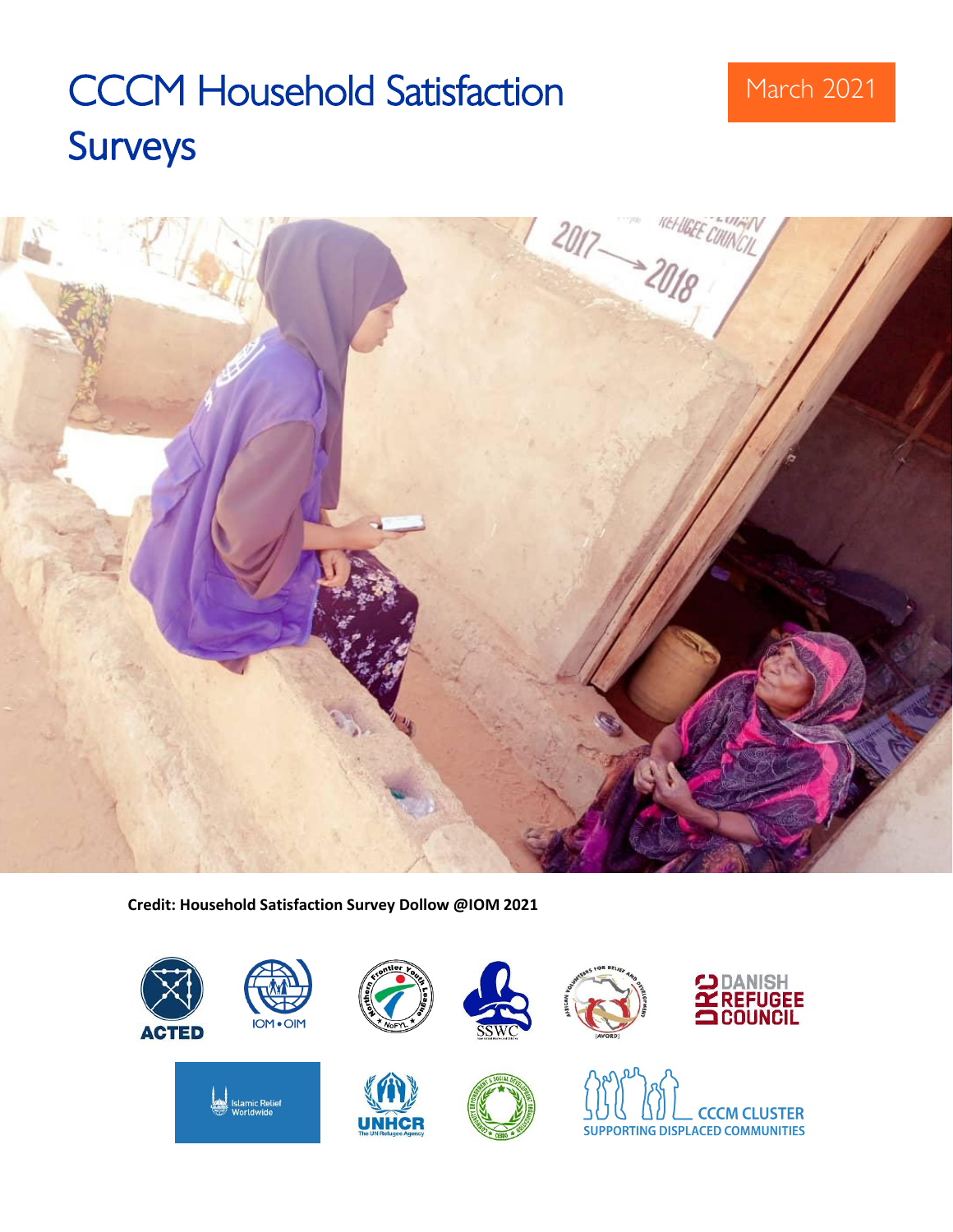# CCCM Household Satisfaction Surveys

March 2021

**Credit: Household Satisfaction Survey Dollow @IOM 2021**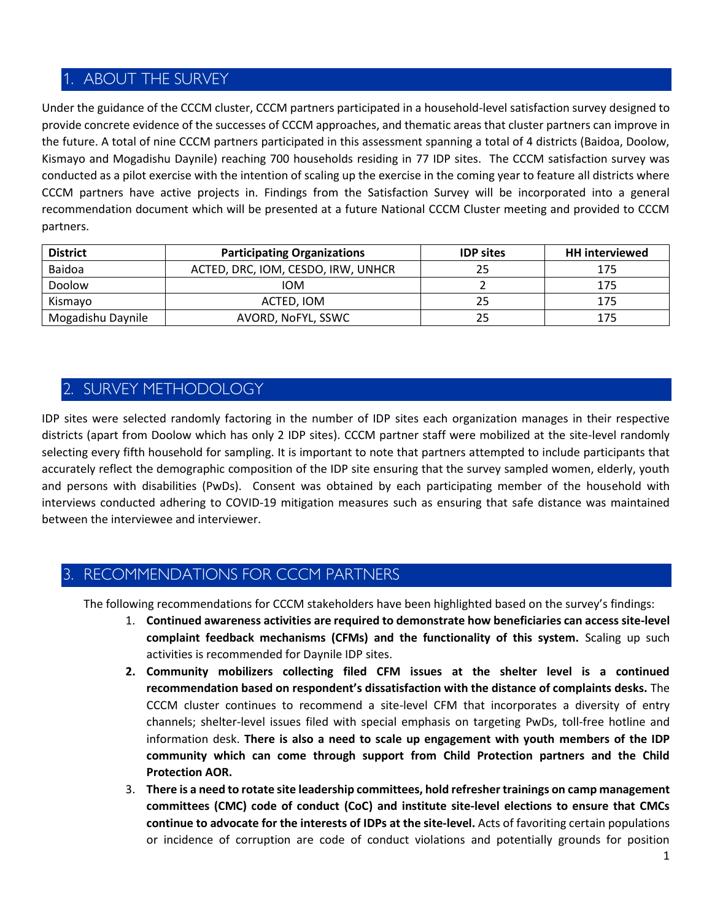## 1. ABOUT THE SURVEY

Under the guidance of the CCCM cluster, CCCM partners participated in a household-level satisfaction survey designed to provide concrete evidence of the successes of CCCM approaches, and thematic areas that cluster partners can improve in the future. A total of nine CCCM partners participated in this assessment spanning a total of 4 districts (Baidoa, Doolow, Kismayo and Mogadishu Daynile) reaching 700 households residing in 77 IDP sites. The CCCM satisfaction survey was conducted as a pilot exercise with the intention of scaling up the exercise in the coming year to feature all districts where CCCM partners have active projects in. Findings from the Satisfaction Survey will be incorporated into a general recommendation document which will be presented at a future National CCCM Cluster meeting and provided to CCCM partners.

| District | Participating Organizations | IDP sites | HH interviewed |
|---|---|---|---|
| Baidoa | ACTED, DRC, IOM, CESDO, IRW, UNHCR | 25 | 175 |
| Doolow | IOM | 2 | 175 |
| Kismayo | ACTED, IOM | 25 | 175 |
| Mogadishu Daynile | AVORD, NoFYL, SSWC | 25 | 175 |

## 2. SURVEY METHODOLOGY

IDP sites were selected randomly factoring in the number of IDP sites each organization manages in their respective districts (apart from Doolow which has only 2 IDP sites). CCCM partner staff were mobilized at the site-level randomly selecting every fifth household for sampling. It is important to note that partners attempted to include participants that accurately reflect the demographic composition of the IDP site ensuring that the survey sampled women, elderly, youth and persons with disabilities (PwDs). Consent was obtained by each participating member of the household with interviews conducted adhering to COVID-19 mitigation measures such as ensuring that safe distance was maintained between the interviewee and interviewer.

## 3. RECOMMENDATIONS FOR CCCM PARTNERS

The following recommendations for CCCM stakeholders have been highlighted based on the survey's findings:

1. **Continued awareness activities are required to demonstrate how beneficiaries can access site-level complaint feedback mechanisms (CFMs) and the functionality of this system.** Scaling up such activities is recommended for Daynile IDP sites.
2. **Community mobilizers collecting filed CFM issues at the shelter level is a continued recommendation based on respondent's dissatisfaction with the distance of complaints desks.** The CCCM cluster continues to recommend a site-level CFM that incorporates a diversity of entry channels; shelter-level issues filed with special emphasis on targeting PwDs, toll-free hotline and information desk. **There is also a need to scale up engagement with youth members of the IDP community which can come through support from Child Protection partners and the Child Protection AOR.**
3. **There is a need to rotate site leadership committees, hold refresher trainings on camp management committees (CMC) code of conduct (CoC) and institute site-level elections to ensure that CMCs continue to advocate for the interests of IDPs at the site-level.** Acts of favoriting certain populations or incidence of corruption are code of conduct violations and potentially grounds for position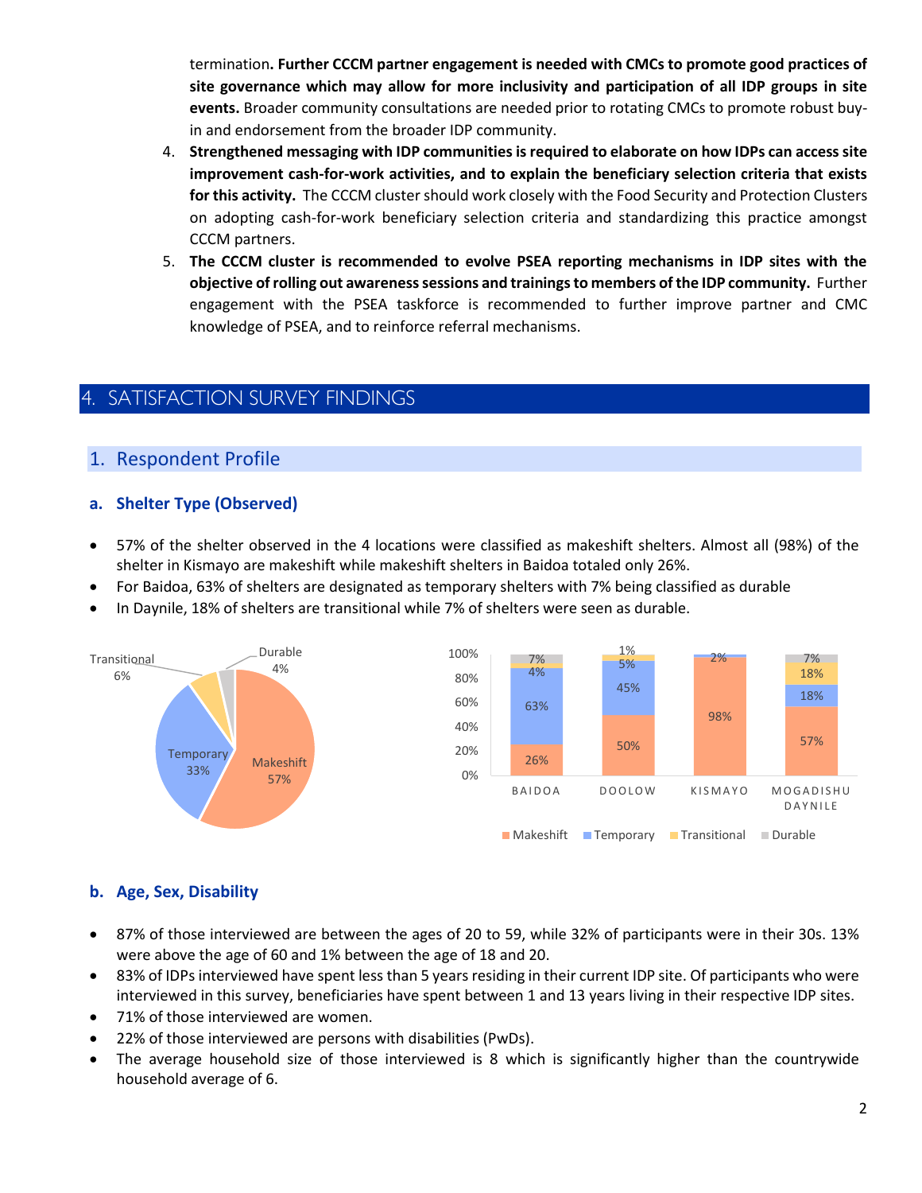termination**. Further CCCM partner engagement is needed with CMCs to promote good practices of site governance which may allow for more inclusivity and participation of all IDP groups in site events.** Broader community consultations are needed prior to rotating CMCs to promote robust buy-in and endorsement from the broader IDP community.

4. **Strengthened messaging with IDP communities is required to elaborate on how IDPs can access site improvement cash-for-work activities, and to explain the beneficiary selection criteria that exists for this activity.** The CCCM cluster should work closely with the Food Security and Protection Clusters on adopting cash-for-work beneficiary selection criteria and standardizing this practice amongst CCCM partners.
5. **The CCCM cluster is recommended to evolve PSEA reporting mechanisms in IDP sites with the objective of rolling out awareness sessions and trainings to members of the IDP community.** Further engagement with the PSEA taskforce is recommended to further improve partner and CMC knowledge of PSEA, and to reinforce referral mechanisms.

# 4. SATISFACTION SURVEY FINDINGS

## 1. Respondent Profile

### a. Shelter Type (Observed)

- 57% of the shelter observed in the 4 locations were classified as makeshift shelters. Almost all (98%) of the shelter in Kismayo are makeshift while makeshift shelters in Baidoa totaled only 26%.
- For Baidoa, 63% of shelters are designated as temporary shelters with 7% being classified as durable
- In Daynile, 18% of shelters are transitional while 7% of shelters were seen as durable.

| Shelter Type | Overall |
|---|---|
| Makeshift | 57% |
| Temporary | 33% |
| Transitional | 6% |
| Durable | 4% |

| Shelter Type | BAIDOA | DOOLOW | KISMAYO | MOGADISHU DAYNILE |
|---|---|---|---|---|
| Makeshift | 26% | 50% | 98% | 57% |
| Temporary | 63% | 45% | 2% | 18% |
| Transitional | 4% | 5% | | 18% |
| Durable | 7% | 1% | | 7% |

### b. Age, Sex, Disability

- 87% of those interviewed are between the ages of 20 to 59, while 32% of participants were in their 30s. 13% were above the age of 60 and 1% between the age of 18 and 20.
- 83% of IDPs interviewed have spent less than 5 years residing in their current IDP site. Of participants who were interviewed in this survey, beneficiaries have spent between 1 and 13 years living in their respective IDP sites.
- 71% of those interviewed are women.
- 22% of those interviewed are persons with disabilities (PwDs).
- The average household size of those interviewed is 8 which is significantly higher than the countrywide household average of 6.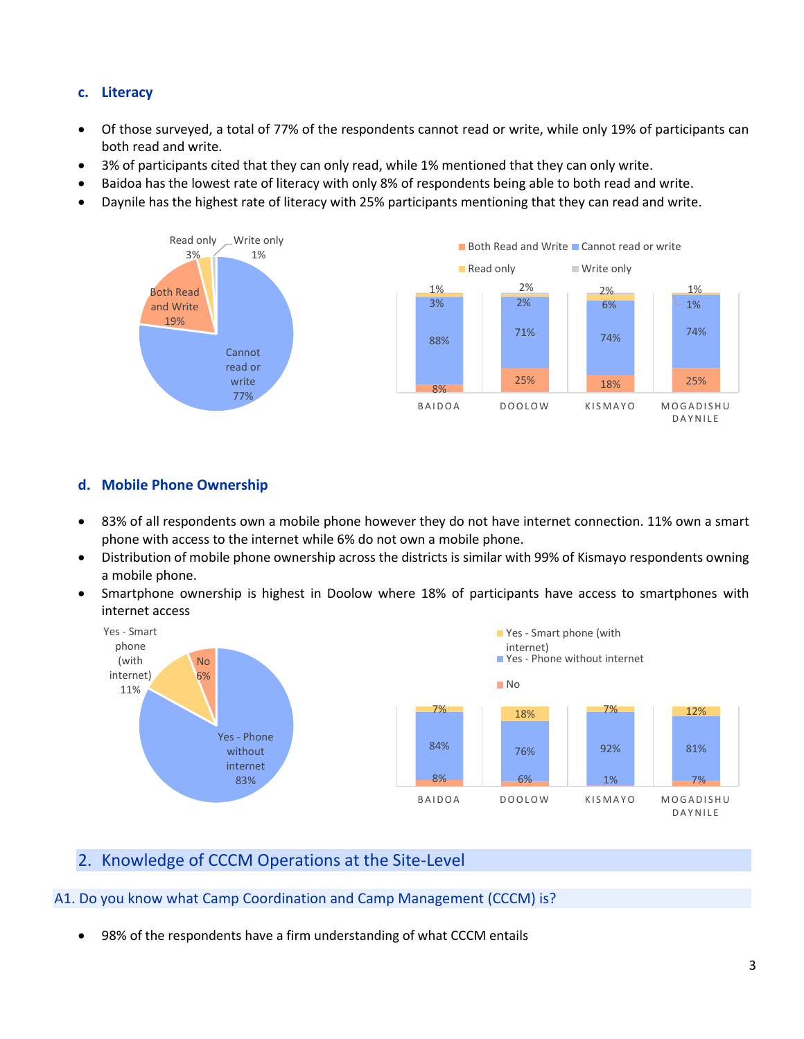## c. Literacy

- Of those surveyed, a total of 77% of the respondents cannot read or write, while only 19% of participants can both read and write.
- 3% of participants cited that they can only read, while 1% mentioned that they can only write.
- Baidoa has the lowest rate of literacy with only 8% of respondents being able to both read and write.
- Daynile has the highest rate of literacy with 25% participants mentioning that they can read and write.

## d. Mobile Phone Ownership

- 83% of all respondents own a mobile phone however they do not have internet connection. 11% own a smart phone with access to the internet while 6% do not own a mobile phone.
- Distribution of mobile phone ownership across the districts is similar with 99% of Kismayo respondents owning a mobile phone.
- Smartphone ownership is highest in Doolow where 18% of participants have access to smartphones with internet access

# 2. Knowledge of CCCM Operations at the Site-Level

## A1. Do you know what Camp Coordination and Camp Management (CCCM) is?

- 98% of the respondents have a firm understanding of what CCCM entails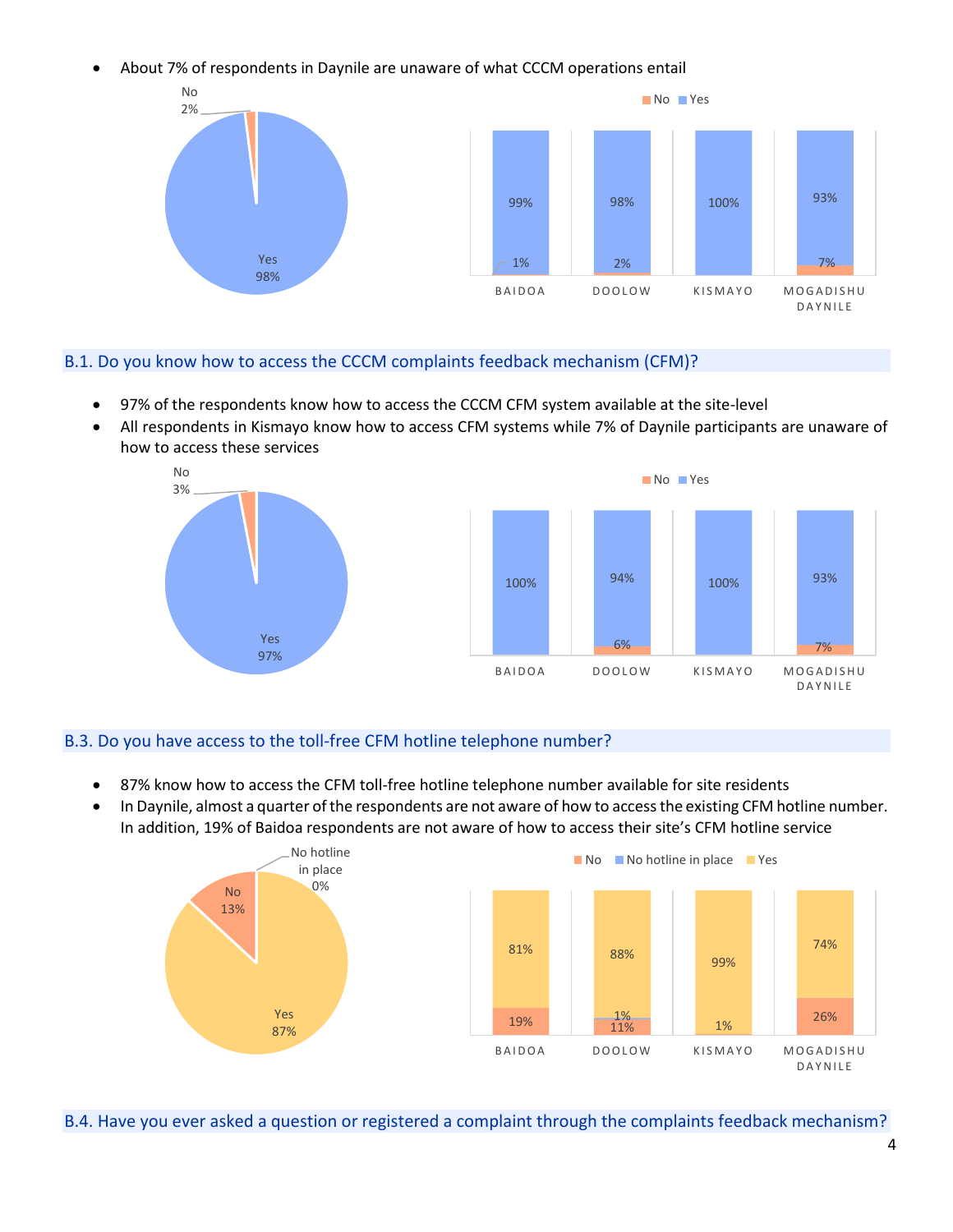- About 7% of respondents in Daynile are unaware of what CCCM operations entail

| | No | Yes |
|---|---|---|
| Overall | 2% | 98% |
| BAIDOA | 1% | 99% |
| DOOLOW | 2% | 98% |
| KISMAYO | | 100% |
| MOGADISHU DAYNILE | 7% | 93% |

### B.1. Do you know how to access the CCCM complaints feedback mechanism (CFM)?

- 97% of the respondents know how to access the CCCM CFM system available at the site-level
- All respondents in Kismayo know how to access CFM systems while 7% of Daynile participants are unaware of how to access these services

| | No | Yes |
|---|---|---|
| Overall | 3% | 97% |
| BAIDOA | | 100% |
| DOOLOW | 6% | 94% |
| KISMAYO | | 100% |
| MOGADISHU DAYNILE | 7% | 93% |

### B.3. Do you have access to the toll-free CFM hotline telephone number?

- 87% know how to access the CFM toll-free hotline telephone number available for site residents
- In Daynile, almost a quarter of the respondents are not aware of how to access the existing CFM hotline number. In addition, 19% of Baidoa respondents are not aware of how to access their site's CFM hotline service

| | No | No hotline in place | Yes |
|---|---|---|---|
| Overall | 13% | 0% | 87% |
| BAIDOA | 19% | | 81% |
| DOOLOW | 11% | 1% | 88% |
| KISMAYO | 1% | | 99% |
| MOGADISHU DAYNILE | 26% | | 74% |

### B.4. Have you ever asked a question or registered a complaint through the complaints feedback mechanism?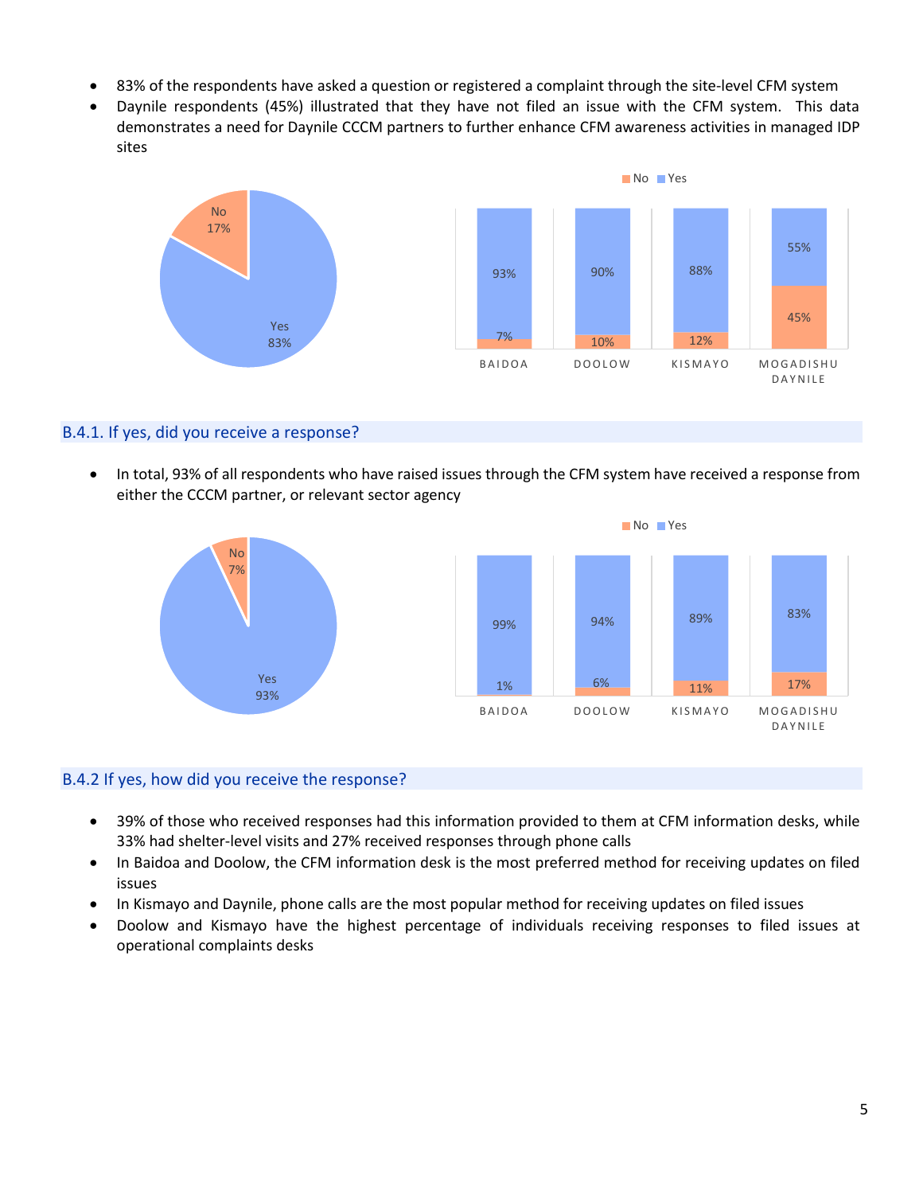- 83% of the respondents have asked a question or registered a complaint through the site-level CFM system
- Daynile respondents (45%) illustrated that they have not filed an issue with the CFM system. This data demonstrates a need for Daynile CCCM partners to further enhance CFM awareness activities in managed IDP sites

| | No | Yes |
| --- | --- | --- |
| Total | 17% | 83% |
| Baidoa | 7% | 93% |
| Doolow | 10% | 90% |
| Kismayo | 12% | 88% |
| Mogadishu Daynile | 45% | 55% |

## B.4.1. If yes, did you receive a response?

- In total, 93% of all respondents who have raised issues through the CFM system have received a response from either the CCCM partner, or relevant sector agency

| | No | Yes |
| --- | --- | --- |
| Total | 7% | 93% |
| Baidoa | 1% | 99% |
| Doolow | 6% | 94% |
| Kismayo | 11% | 89% |
| Mogadishu Daynile | 17% | 83% |

## B.4.2 If yes, how did you receive the response?

- 39% of those who received responses had this information provided to them at CFM information desks, while 33% had shelter-level visits and 27% received responses through phone calls
- In Baidoa and Doolow, the CFM information desk is the most preferred method for receiving updates on filed issues
- In Kismayo and Daynile, phone calls are the most popular method for receiving updates on filed issues
- Doolow and Kismayo have the highest percentage of individuals receiving responses to filed issues at operational complaints desks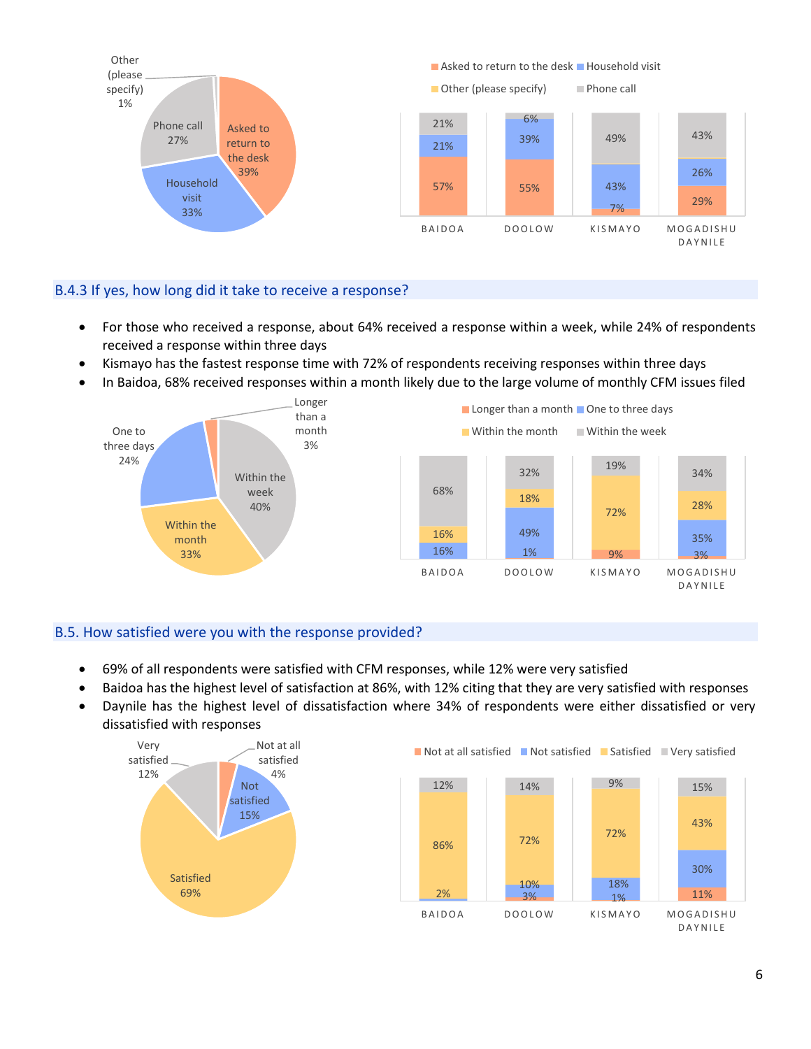## B.4.3 If yes, how long did it take to receive a response?

- For those who received a response, about 64% received a response within a week, while 24% of respondents received a response within three days
- Kismayo has the fastest response time with 72% of respondents receiving responses within three days
- In Baidoa, 68% received responses within a month likely due to the large volume of monthly CFM issues filed

## B.5. How satisfied were you with the response provided?

- 69% of all respondents were satisfied with CFM responses, while 12% were very satisfied
- Baidoa has the highest level of satisfaction at 86%, with 12% citing that they are very satisfied with responses
- Daynile has the highest level of dissatisfaction where 34% of respondents were either dissatisfied or very dissatisfied with responses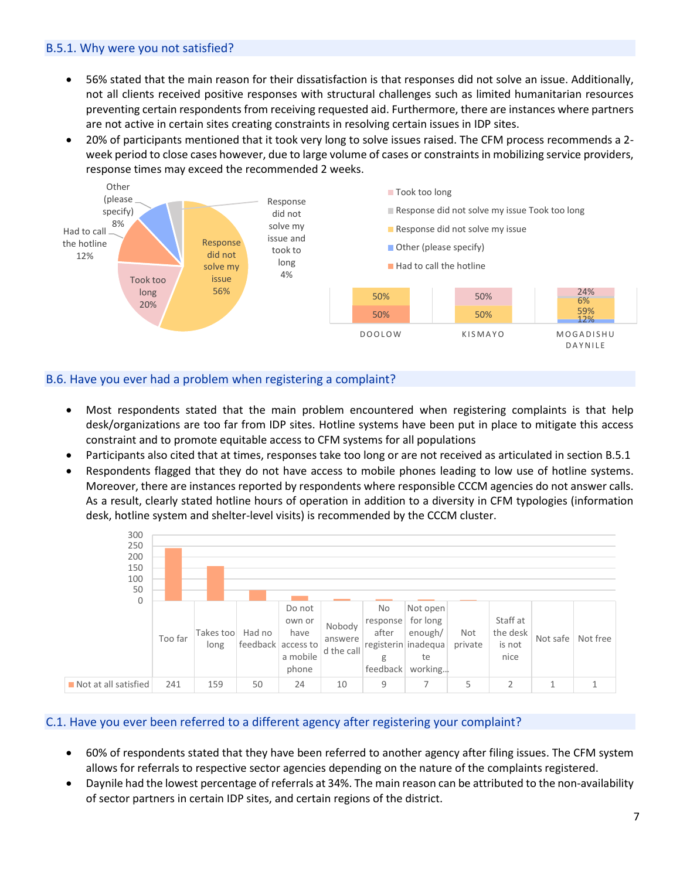### B.5.1. Why were you not satisfied?

- 56% stated that the main reason for their dissatisfaction is that responses did not solve an issue. Additionally, not all clients received positive responses with structural challenges such as limited humanitarian resources preventing certain respondents from receiving requested aid. Furthermore, there are instances where partners are not active in certain sites creating constraints in resolving certain issues in IDP sites.
- 20% of participants mentioned that it took very long to solve issues raised. The CFM process recommends a 2-week period to close cases however, due to large volume of cases or constraints in mobilizing service providers, response times may exceed the recommended 2 weeks.

| Reason | Share |
|---|---|
| Response did not solve my issue | 56% |
| Took too long | 20% |
| Had to call the hotline | 12% |
| Other (please specify) | 8% |
| Response did not solve my issue and took too long | 4% |

| Reason | DOOLOW | KISMAYO | MOGADISHU DAYNILE |
|---|---|---|---|
| Took too long | | 50% | 24% |
| Response did not solve my issue Took too long | | | 6% |
| Response did not solve my issue | 50% | 50% | 59% |
| Other (please specify) | | | 12% |
| Had to call the hotline | 50% | | |

### B.6. Have you ever had a problem when registering a complaint?

- Most respondents stated that the main problem encountered when registering complaints is that help desk/organizations are too far from IDP sites. Hotline systems have been put in place to mitigate this access constraint and to promote equitable access to CFM systems for all populations
- Participants also cited that at times, responses take too long or are not received as articulated in section B.5.1
- Respondents flagged that they do not have access to mobile phones leading to low use of hotline systems. Moreover, there are instances reported by respondents where responsible CCCM agencies do not answer calls. As a result, clearly stated hotline hours of operation in addition to a diversity in CFM typologies (information desk, hotline system and shelter-level visits) is recommended by the CCCM cluster.

| | Too far | Takes too long | Had no feedback | Do not own or have access to a mobile phone | Nobody answered the call | No response after registering feedback | Not open for long enough/ inadequate working... | Not private | Staff at the desk is not nice | Not safe | Not free |
|---|---|---|---|---|---|---|---|---|---|---|---|
| Not at all satisfied | 241 | 159 | 50 | 24 | 10 | 9 | 7 | 5 | 2 | 1 | 1 |

### C.1. Have you ever been referred to a different agency after registering your complaint?

- 60% of respondents stated that they have been referred to another agency after filing issues. The CFM system allows for referrals to respective sector agencies depending on the nature of the complaints registered.
- Daynile had the lowest percentage of referrals at 34%. The main reason can be attributed to the non-availability of sector partners in certain IDP sites, and certain regions of the district.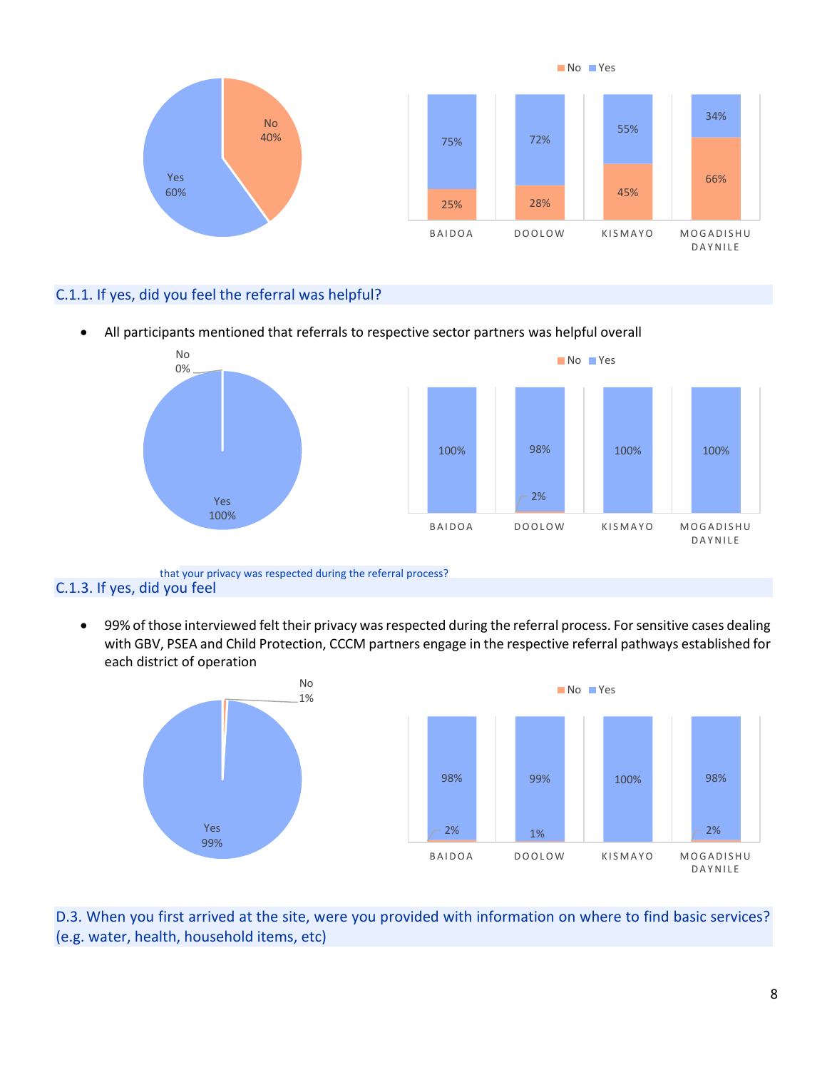| | Baidoa | Doolow | Kismayo | Mogadishu Daynile |
|---|---|---|---|---|
| Yes | 75% | 72% | 55% | 34% |
| No | 25% | 28% | 45% | 66% |

Overall: Yes 60%, No 40%

## C.1.1. If yes, did you feel the referral was helpful?

- All participants mentioned that referrals to respective sector partners was helpful overall

| | Baidoa | Doolow | Kismayo | Mogadishu Daynile |
|---|---|---|---|---|
| Yes | 100% | 98% | 100% | 100% |
| No | | 2% | | |

Overall: Yes 100%, No 0%

## C.1.3. If yes, did you feel that your privacy was respected during the referral process?

- 99% of those interviewed felt their privacy was respected during the referral process. For sensitive cases dealing with GBV, PSEA and Child Protection, CCCM partners engage in the respective referral pathways established for each district of operation

| | Baidoa | Doolow | Kismayo | Mogadishu Daynile |
|---|---|---|---|---|
| Yes | 98% | 99% | 100% | 98% |
| No | 2% | 1% | | 2% |

Overall: Yes 99%, No 1%

## D.3. When you first arrived at the site, were you provided with information on where to find basic services? (e.g. water, health, household items, etc)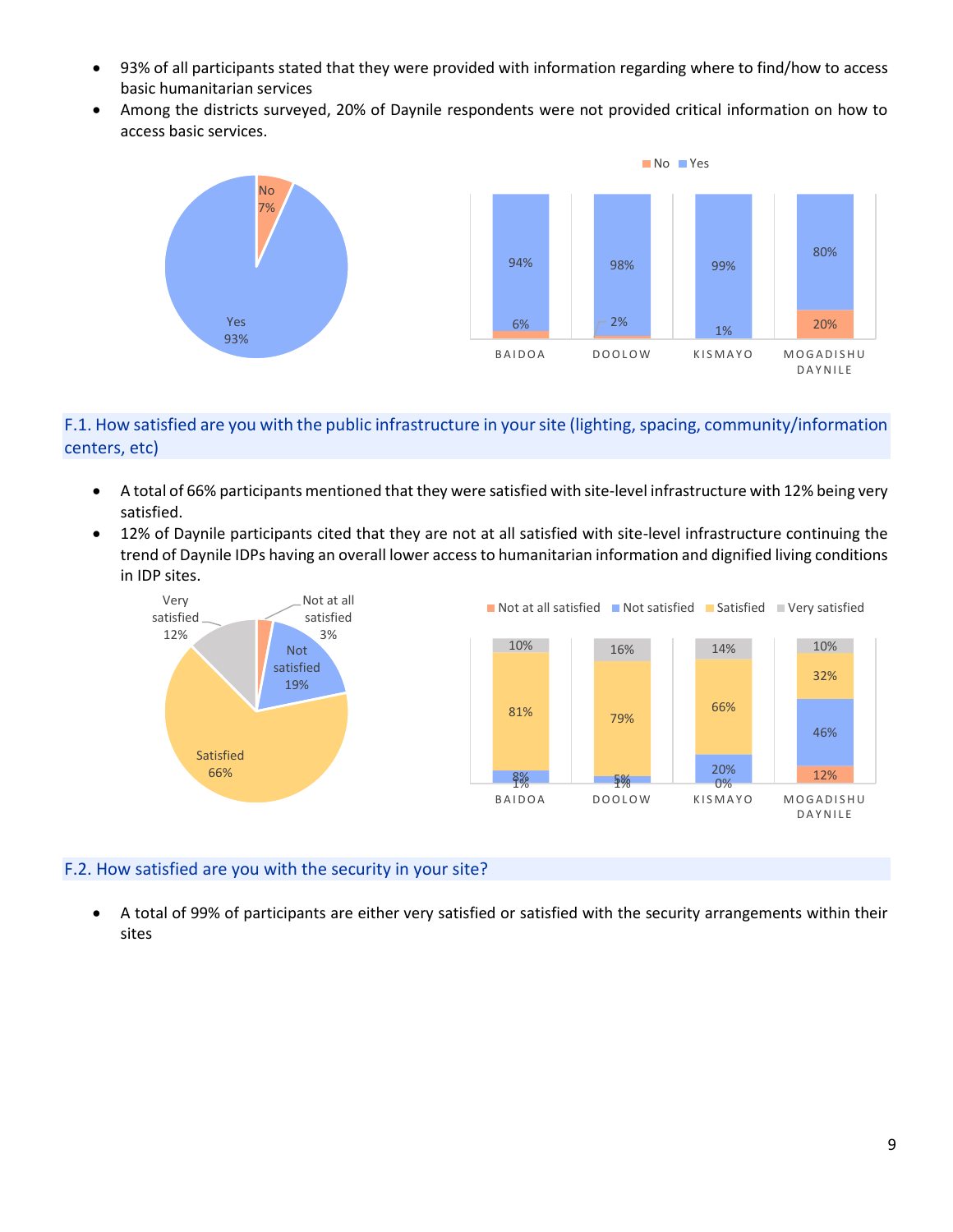- 93% of all participants stated that they were provided with information regarding where to find/how to access basic humanitarian services
- Among the districts surveyed, 20% of Daynile respondents were not provided critical information on how to access basic services.

## F.1. How satisfied are you with the public infrastructure in your site (lighting, spacing, community/information centers, etc)

- A total of 66% participants mentioned that they were satisfied with site-level infrastructure with 12% being very satisfied.
- 12% of Daynile participants cited that they are not at all satisfied with site-level infrastructure continuing the trend of Daynile IDPs having an overall lower access to humanitarian information and dignified living conditions in IDP sites.

## F.2. How satisfied are you with the security in your site?

- A total of 99% of participants are either very satisfied or satisfied with the security arrangements within their sites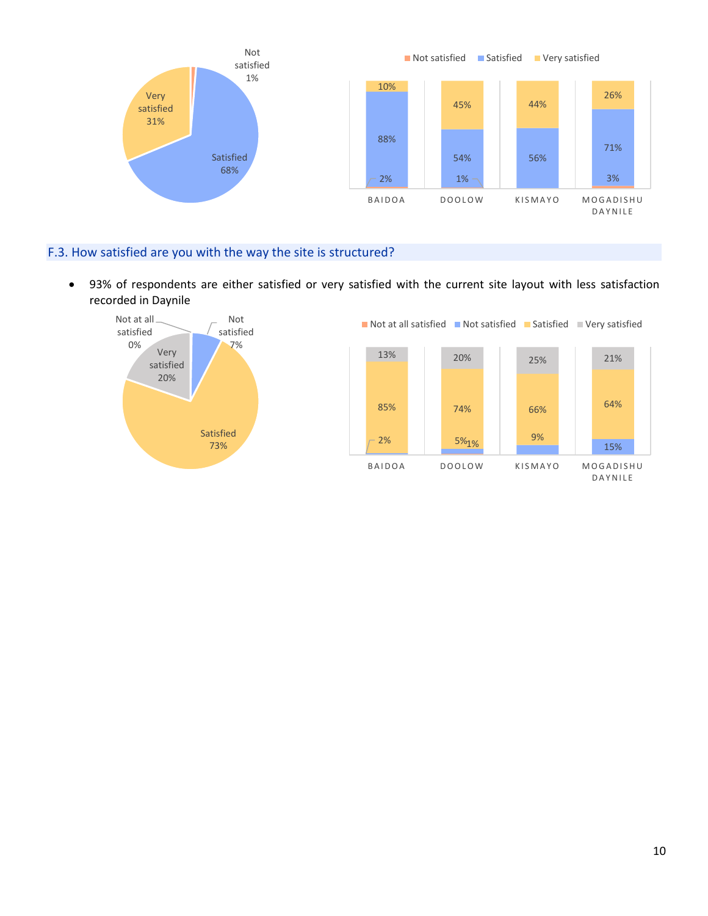## F.3. How satisfied are you with the way the site is structured?

- 93% of respondents are either satisfied or very satisfied with the current site layout with less satisfaction recorded in Daynile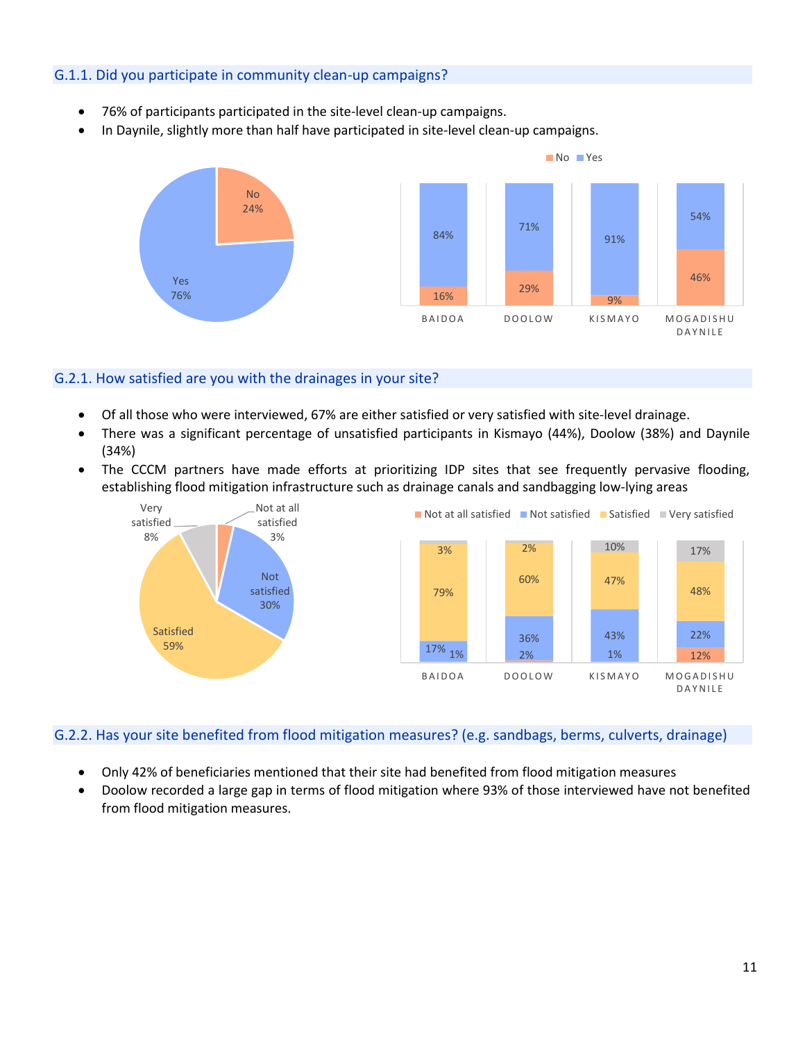## G.1.1. Did you participate in community clean-up campaigns?

- 76% of participants participated in the site-level clean-up campaigns.
- In Daynile, slightly more than half have participated in site-level clean-up campaigns.

| | No | Yes |
|---|---|---|
| Overall | 24% | 76% |
| BAIDOA | 16% | 84% |
| DOOLOW | 29% | 71% |
| KISMAYO | 9% | 91% |
| MOGADISHU DAYNILE | 46% | 54% |

## G.2.1. How satisfied are you with the drainages in your site?

- Of all those who were interviewed, 67% are either satisfied or very satisfied with site-level drainage.
- There was a significant percentage of unsatisfied participants in Kismayo (44%), Doolow (38%) and Daynile (34%)
- The CCCM partners have made efforts at prioritizing IDP sites that see frequently pervasive flooding, establishing flood mitigation infrastructure such as drainage canals and sandbagging low-lying areas

| | Not at all satisfied | Not satisfied | Satisfied | Very satisfied |
|---|---|---|---|---|
| Overall | 3% | 30% | 59% | 8% |
| BAIDOA | 1% | 17% | 79% | 3% |
| DOOLOW | 2% | 36% | 60% | 2% |
| KISMAYO | 1% | 43% | 47% | 10% |
| MOGADISHU DAYNILE | 12% | 22% | 48% | 17% |

## G.2.2. Has your site benefited from flood mitigation measures? (e.g. sandbags, berms, culverts, drainage)

- Only 42% of beneficiaries mentioned that their site had benefited from flood mitigation measures
- Doolow recorded a large gap in terms of flood mitigation where 93% of those interviewed have not benefited from flood mitigation measures.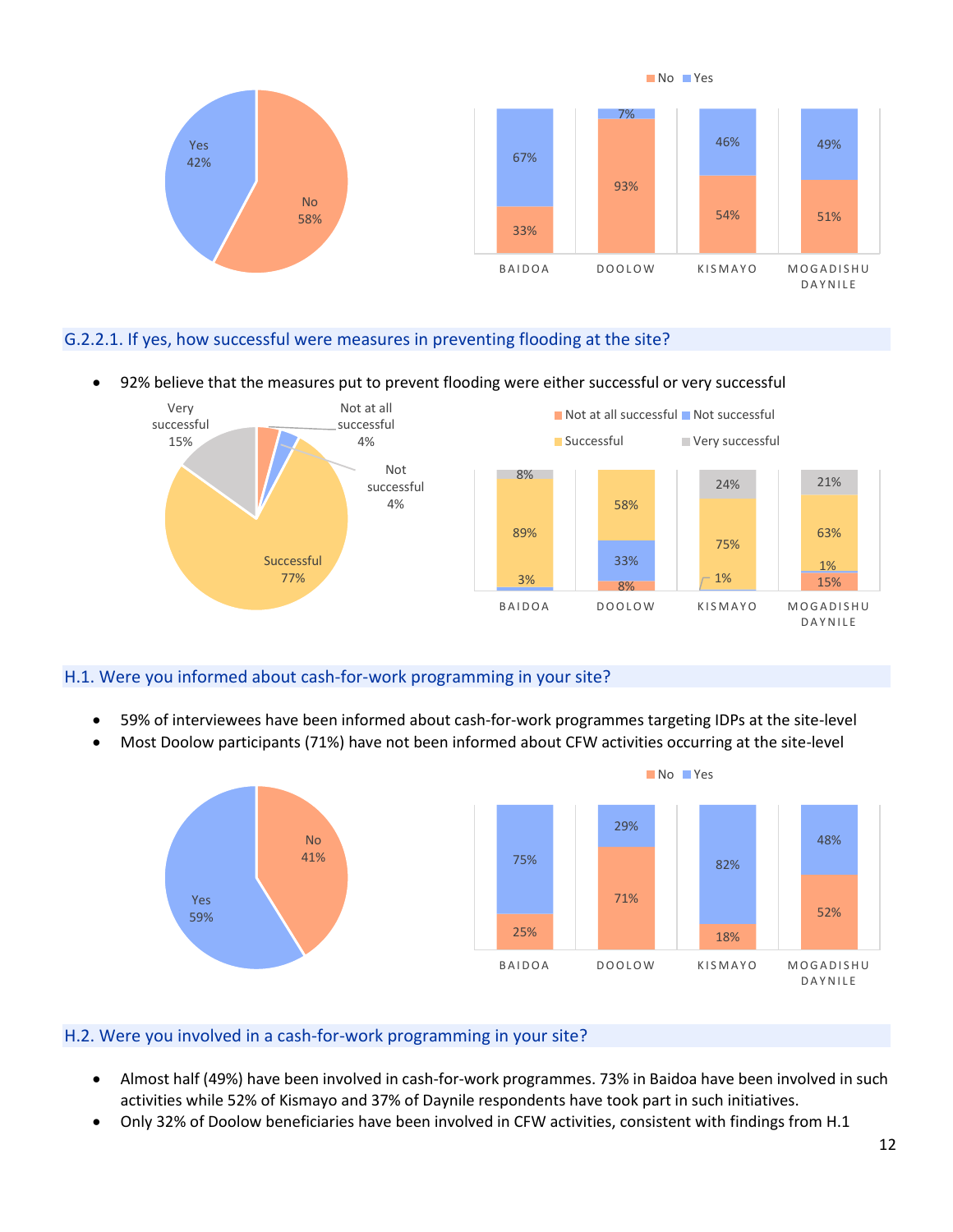## G.2.2.1. If yes, how successful were measures in preventing flooding at the site?

- 92% believe that the measures put to prevent flooding were either successful or very successful

## H.1. Were you informed about cash-for-work programming in your site?

- 59% of interviewees have been informed about cash-for-work programmes targeting IDPs at the site-level
- Most Doolow participants (71%) have not been informed about CFW activities occurring at the site-level

## H.2. Were you involved in a cash-for-work programming in your site?

- Almost half (49%) have been involved in cash-for-work programmes. 73% in Baidoa have been involved in such activities while 52% of Kismayo and 37% of Daynile respondents have took part in such initiatives.
- Only 32% of Doolow beneficiaries have been involved in CFW activities, consistent with findings from H.1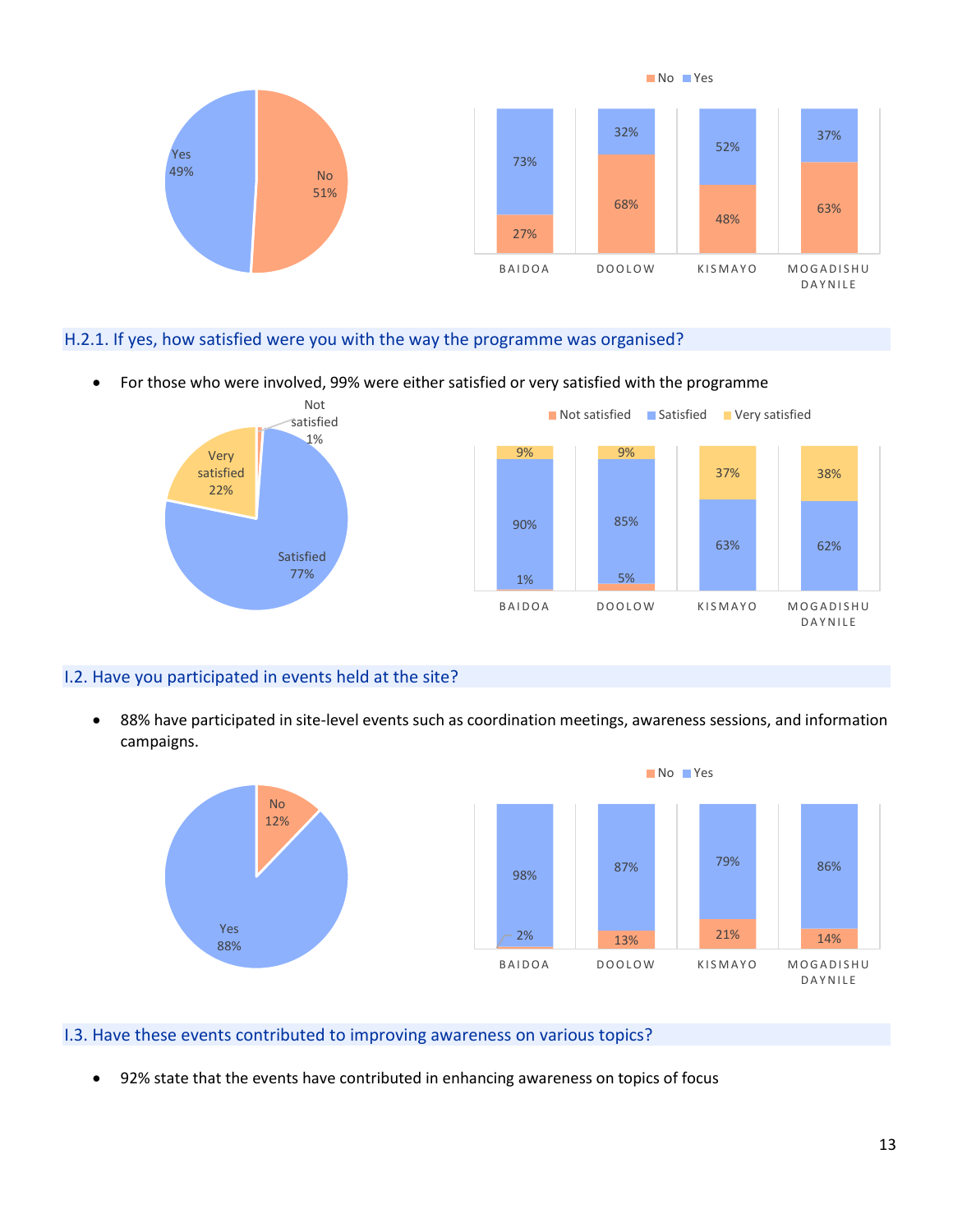| | Baidoa | Doolow | Kismayo | Mogadishu Daynile |
|---|---|---|---|---|
| No | 27% | 68% | 48% | 63% |
| Yes | 73% | 32% | 52% | 37% |

Overall: Yes 49%, No 51%

## H.2.1. If yes, how satisfied were you with the way the programme was organised?

- For those who were involved, 99% were either satisfied or very satisfied with the programme

| | Baidoa | Doolow | Kismayo | Mogadishu Daynile |
|---|---|---|---|---|
| Not satisfied | 1% | 5% | | |
| Satisfied | 90% | 85% | 63% | 62% |
| Very satisfied | 9% | 9% | 37% | 38% |

Overall: Not satisfied 1%, Satisfied 77%, Very satisfied 22%

## I.2. Have you participated in events held at the site?

- 88% have participated in site-level events such as coordination meetings, awareness sessions, and information campaigns.

| | Baidoa | Doolow | Kismayo | Mogadishu Daynile |
|---|---|---|---|---|
| No | 2% | 13% | 21% | 14% |
| Yes | 98% | 87% | 79% | 86% |

Overall: No 12%, Yes 88%

## I.3. Have these events contributed to improving awareness on various topics?

- 92% state that the events have contributed in enhancing awareness on topics of focus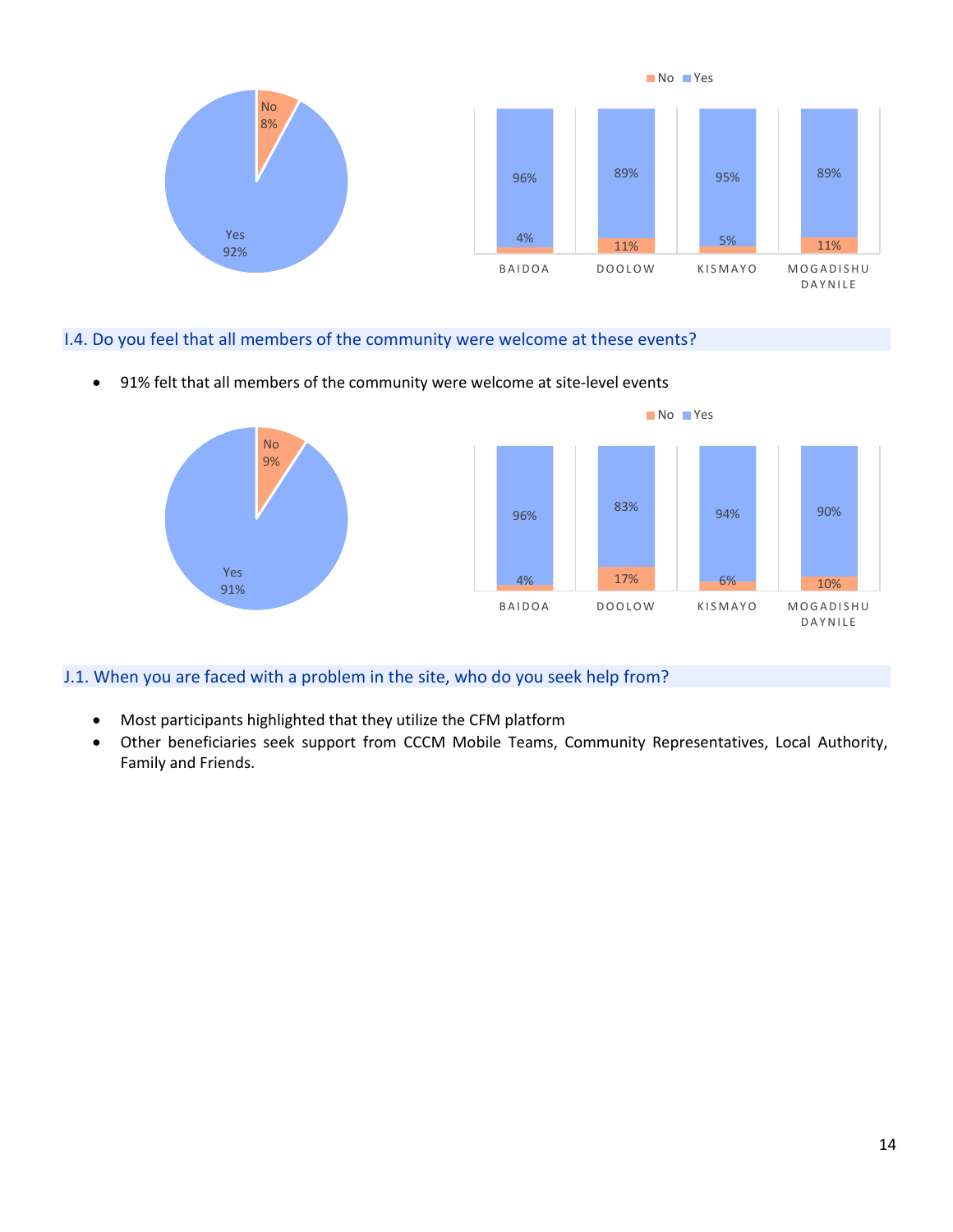## I.4. Do you feel that all members of the community were welcome at these events?

- 91% felt that all members of the community were welcome at site-level events

## J.1. When you are faced with a problem in the site, who do you seek help from?

- Most participants highlighted that they utilize the CFM platform
- Other beneficiaries seek support from CCCM Mobile Teams, Community Representatives, Local Authority, Family and Friends.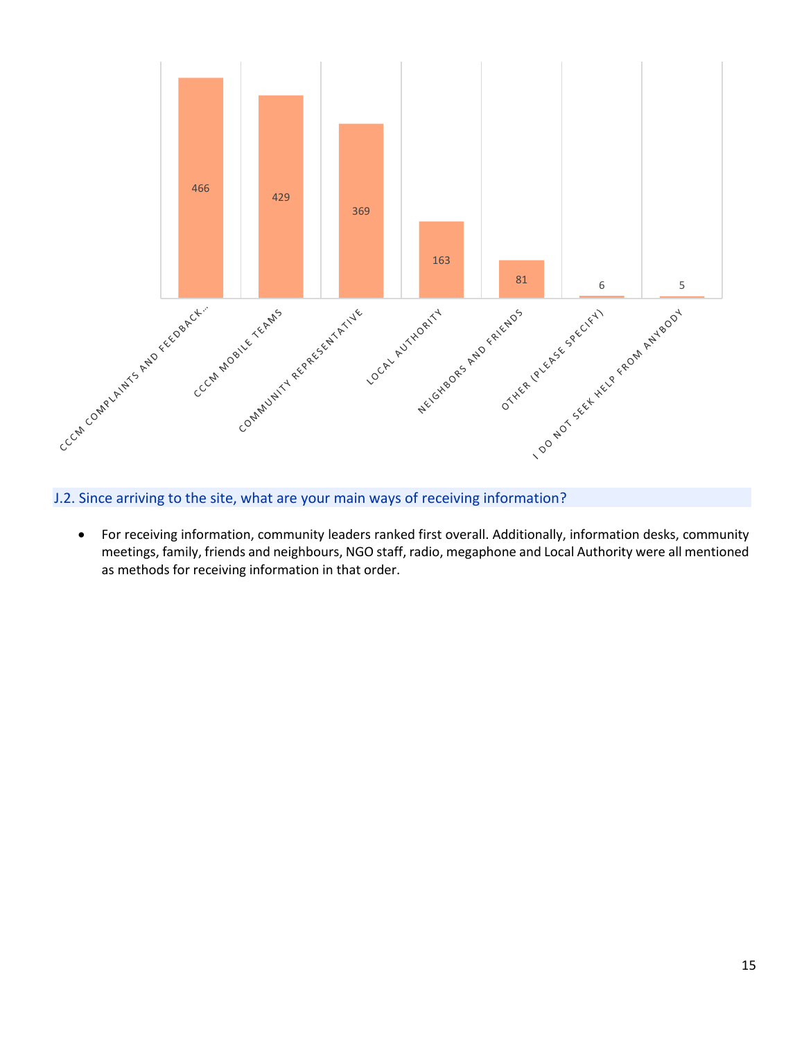| Category | Count |
|---|---|
| CCCM COMPLAINTS AND FEEDBACK… | 466 |
| CCCM MOBILE TEAMS | 429 |
| COMMUNITY REPRESENTATIVE | 369 |
| LOCAL AUTHORITY | 163 |
| NEIGHBORS AND FRIENDS | 81 |
| OTHER (PLEASE SPECIFY) | 6 |
| I DO NOT SEEK HELP FROM ANYBODY | 5 |

## J.2. Since arriving to the site, what are your main ways of receiving information?

- For receiving information, community leaders ranked first overall. Additionally, information desks, community meetings, family, friends and neighbours, NGO staff, radio, megaphone and Local Authority were all mentioned as methods for receiving information in that order.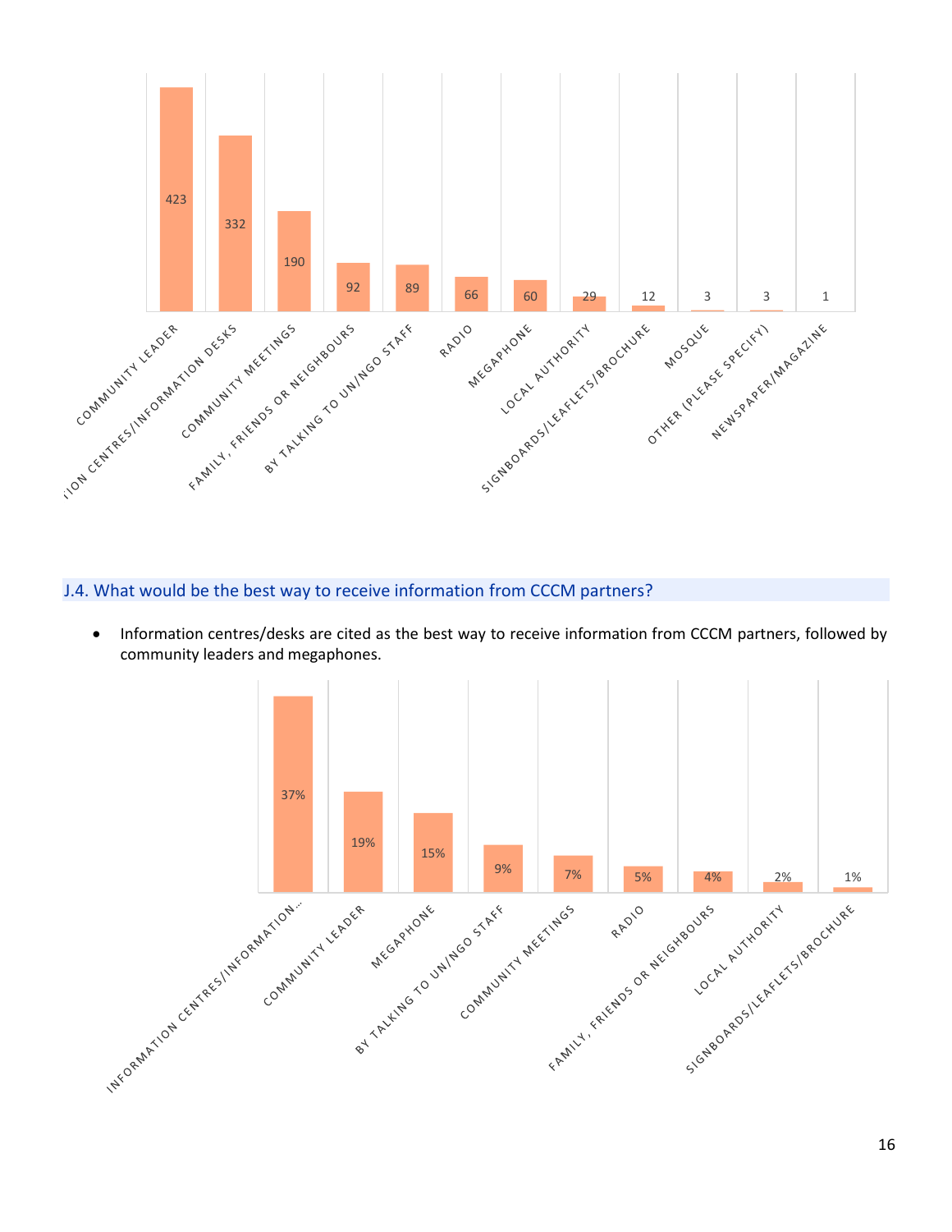| Response | Count |
| --- | --- |
| COMMUNITY LEADER | 423 |
| INFORMATION CENTRES/INFORMATION DESKS | 332 |
| COMMUNITY MEETINGS | 190 |
| FAMILY, FRIENDS OR NEIGHBOURS | 92 |
| BY TALKING TO UN/NGO STAFF | 89 |
| RADIO | 66 |
| MEGAPHONE | 60 |
| LOCAL AUTHORITY | 29 |
| SIGNBOARDS/LEAFLETS/BROCHURE | 12 |
| MOSQUE | 3 |
| OTHER (PLEASE SPECIFY) | 3 |
| NEWSPAPER/MAGAZINE | 1 |

## J.4. What would be the best way to receive information from CCCM partners?

- Information centres/desks are cited as the best way to receive information from CCCM partners, followed by community leaders and megaphones.

| Response | Percentage |
| --- | --- |
| INFORMATION CENTRES/INFORMATION… | 37% |
| COMMUNITY LEADER | 19% |
| MEGAPHONE | 15% |
| BY TALKING TO UN/NGO STAFF | 9% |
| COMMUNITY MEETINGS | 7% |
| RADIO | 5% |
| FAMILY, FRIENDS OR NEIGHBOURS | 4% |
| LOCAL AUTHORITY | 2% |
| SIGNBOARDS/LEAFLETS/BROCHURE | 1% |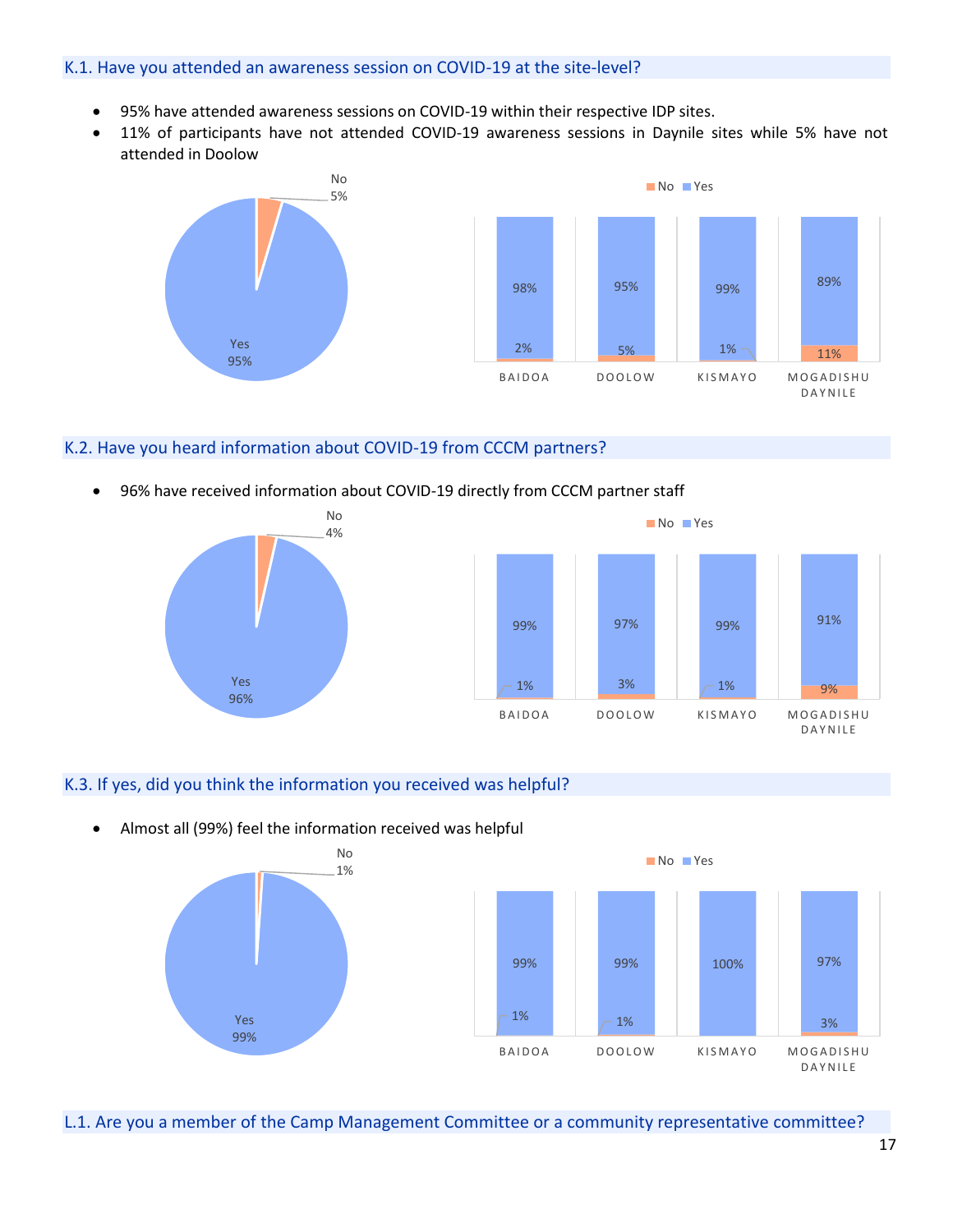### K.1. Have you attended an awareness session on COVID-19 at the site-level?

- 95% have attended awareness sessions on COVID-19 within their respective IDP sites.
- 11% of participants have not attended COVID-19 awareness sessions in Daynile sites while 5% have not attended in Doolow

| | No | Yes |
|---|---|---|
| Overall | 5% | 95% |
| BAIDOA | 2% | 98% |
| DOOLOW | 5% | 95% |
| KISMAYO | 1% | 99% |
| MOGADISHU DAYNILE | 11% | 89% |

### K.2. Have you heard information about COVID-19 from CCCM partners?

- 96% have received information about COVID-19 directly from CCCM partner staff

| | No | Yes |
|---|---|---|
| Overall | 4% | 96% |
| BAIDOA | 1% | 99% |
| DOOLOW | 3% | 97% |
| KISMAYO | 1% | 99% |
| MOGADISHU DAYNILE | 9% | 91% |

### K.3. If yes, did you think the information you received was helpful?

- Almost all (99%) feel the information received was helpful

| | No | Yes |
|---|---|---|
| Overall | 1% | 99% |
| BAIDOA | 1% | 99% |
| DOOLOW | 1% | 99% |
| KISMAYO | | 100% |
| MOGADISHU DAYNILE | 3% | 97% |

### L.1. Are you a member of the Camp Management Committee or a community representative committee?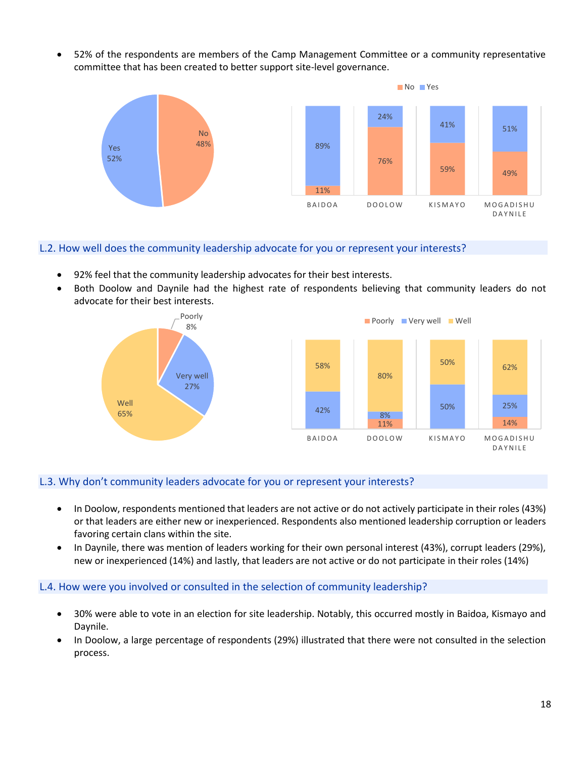- 52% of the respondents are members of the Camp Management Committee or a community representative committee that has been created to better support site-level governance.

## L.2. How well does the community leadership advocate for you or represent your interests?

- 92% feel that the community leadership advocates for their best interests.
- Both Doolow and Daynile had the highest rate of respondents believing that community leaders do not advocate for their best interests.

## L.3. Why don't community leaders advocate for you or represent your interests?

- In Doolow, respondents mentioned that leaders are not active or do not actively participate in their roles (43%) or that leaders are either new or inexperienced. Respondents also mentioned leadership corruption or leaders favoring certain clans within the site.
- In Daynile, there was mention of leaders working for their own personal interest (43%), corrupt leaders (29%), new or inexperienced (14%) and lastly, that leaders are not active or do not participate in their roles (14%)

## L.4. How were you involved or consulted in the selection of community leadership?

- 30% were able to vote in an election for site leadership. Notably, this occurred mostly in Baidoa, Kismayo and Daynile.
- In Doolow, a large percentage of respondents (29%) illustrated that there were not consulted in the selection process.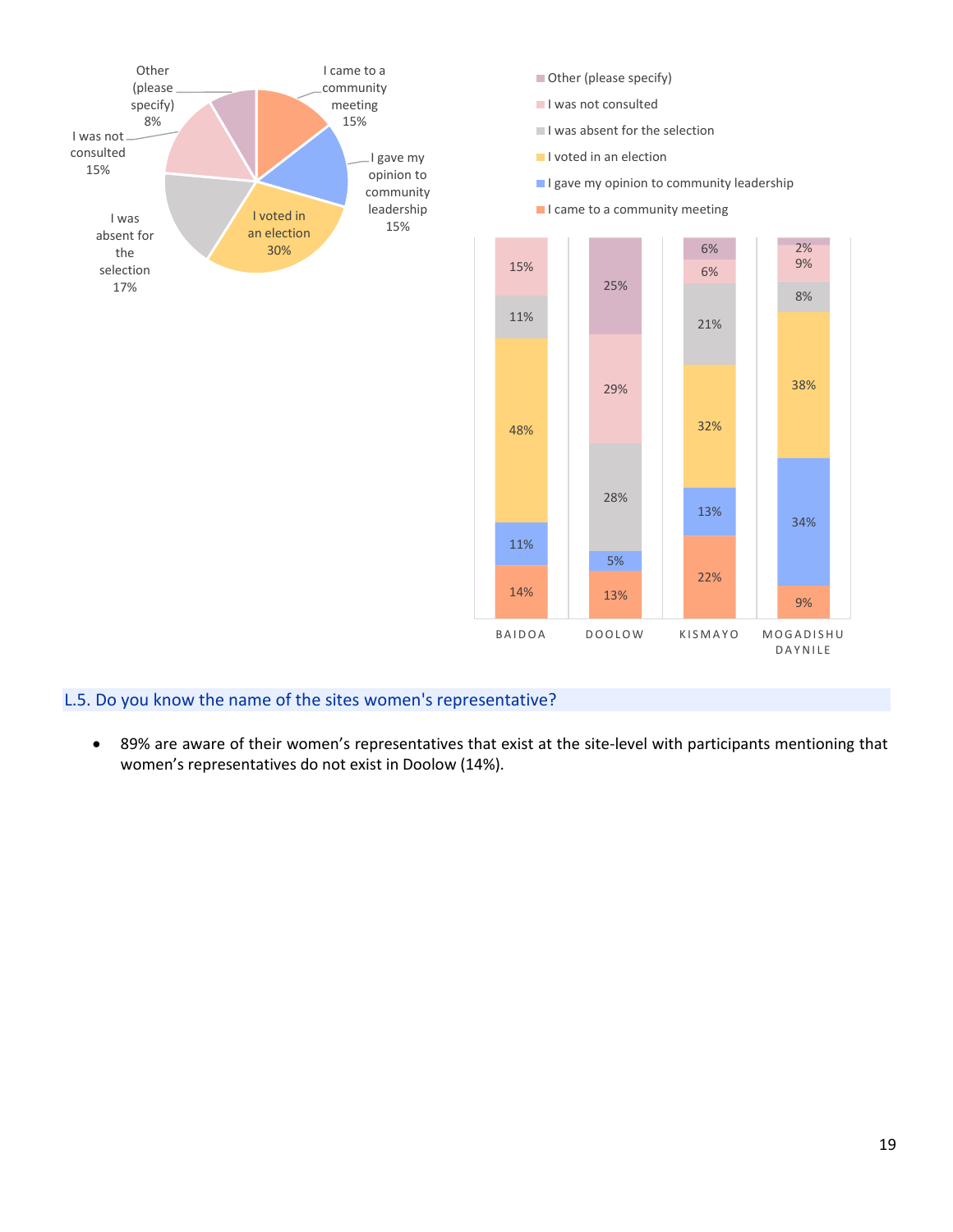| | I came to a community meeting | I gave my opinion to community leadership | I voted in an election | I was absent for the selection | I was not consulted | Other (please specify) |
|---|---|---|---|---|---|---|
| Overall | 15% | 15% | 30% | 17% | 15% | 8% |
| BAIDOA | 14% | 11% | 48% | 11% | 15% | |
| DOOLOW | 13% | 5% | | 28% | 29% | 25% |
| KISMAYO | 22% | 13% | 32% | 21% | 6% | 6% |
| MOGADISHU DAYNILE | 9% | 34% | 38% | 8% | 9% | 2% |

## L.5. Do you know the name of the sites women's representative?

- 89% are aware of their women's representatives that exist at the site-level with participants mentioning that women's representatives do not exist in Doolow (14%).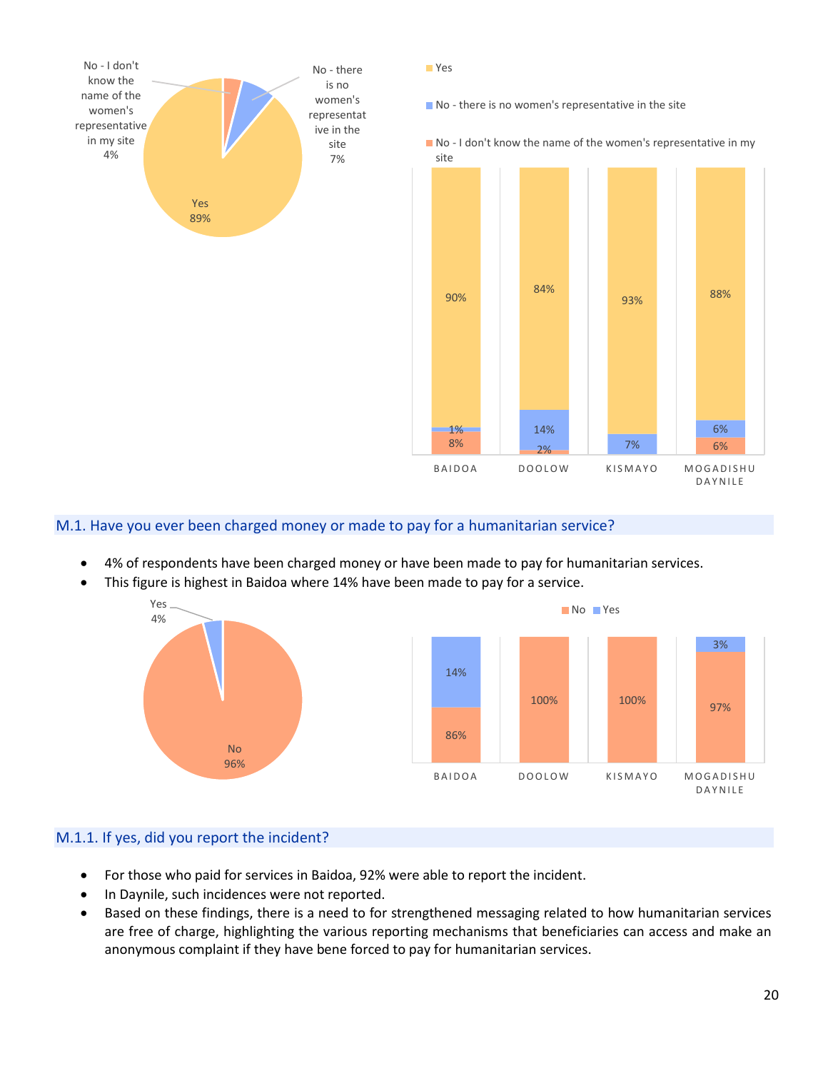No - I don't know the name of the women's representative in my site 4%

No - there is no women's representative in the site 7%

Yes 89%

| | Yes | No - there is no women's representative in the site | No - I don't know the name of the women's representative in my site |
|---|---|---|---|
| BAIDOA | 90% | 1% | 8% |
| DOOLOW | 84% | 14% | 2% |
| KISMAYO | 93% | 7% | |
| MOGADISHU DAYNILE | 88% | 6% | 6% |

## M.1. Have you ever been charged money or made to pay for a humanitarian service?

- 4% of respondents have been charged money or have been made to pay for humanitarian services.
- This figure is highest in Baidoa where 14% have been made to pay for a service.

Yes 4%

No 96%

| | No | Yes |
|---|---|---|
| BAIDOA | 86% | 14% |
| DOOLOW | 100% | |
| KISMAYO | 100% | |
| MOGADISHU DAYNILE | 97% | 3% |

## M.1.1. If yes, did you report the incident?

- For those who paid for services in Baidoa, 92% were able to report the incident.
- In Daynile, such incidences were not reported.
- Based on these findings, there is a need to for strengthened messaging related to how humanitarian services are free of charge, highlighting the various reporting mechanisms that beneficiaries can access and make an anonymous complaint if they have bene forced to pay for humanitarian services.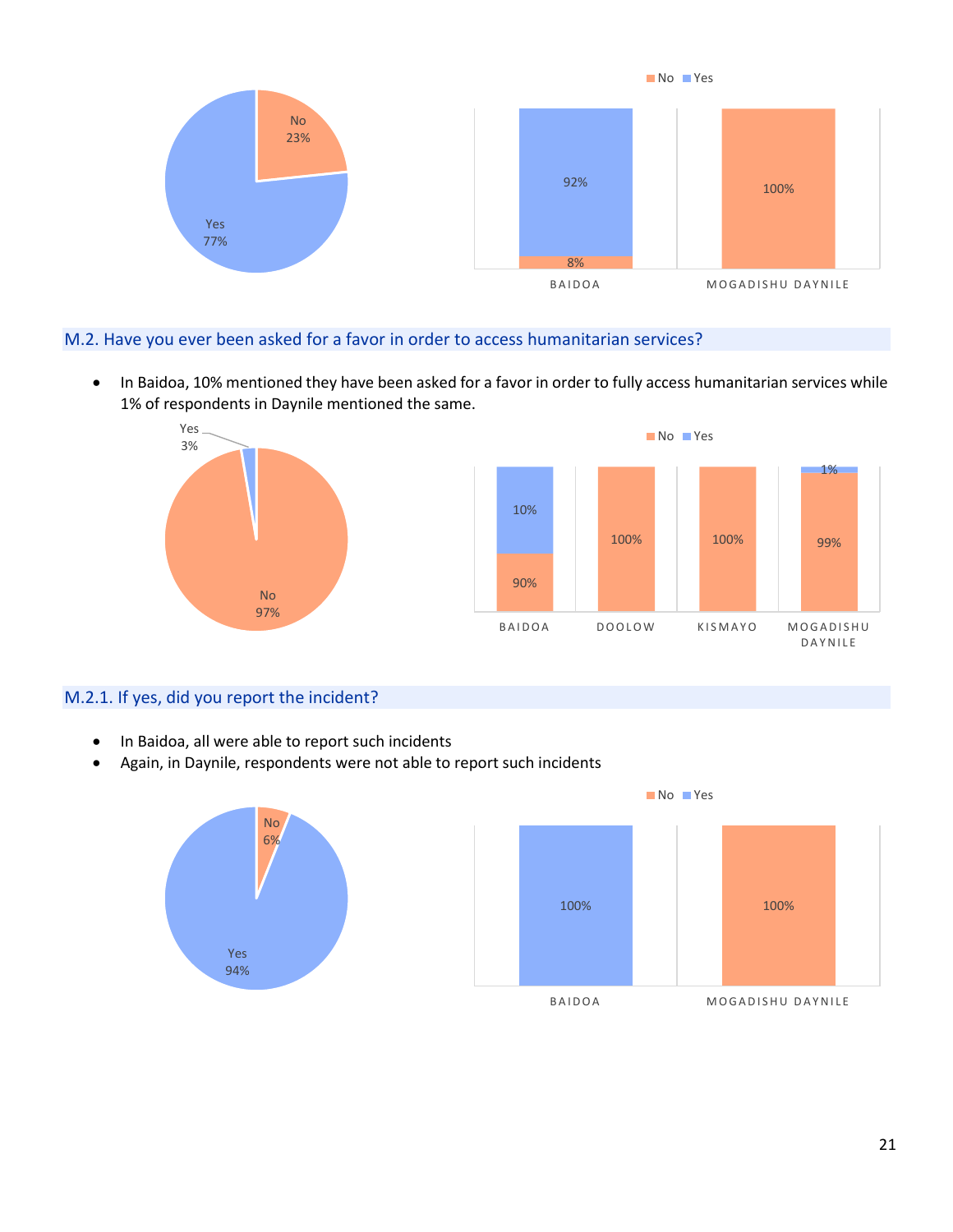No
23%
Yes
77%

No Yes

92%
8%
100%

BAIDOA MOGADISHU DAYNILE

## M.2. Have you ever been asked for a favor in order to access humanitarian services?

- In Baidoa, 10% mentioned they have been asked for a favor in order to fully access humanitarian services while 1% of respondents in Daynile mentioned the same.

Yes
3%
No
97%

No Yes

10%
90%
100%
100%
1%
99%

BAIDOA DOOLOW KISMAYO MOGADISHU DAYNILE

## M.2.1. If yes, did you report the incident?

- In Baidoa, all were able to report such incidents
- Again, in Daynile, respondents were not able to report such incidents

No
6%
Yes
94%

No Yes

100%
100%

BAIDOA MOGADISHU DAYNILE